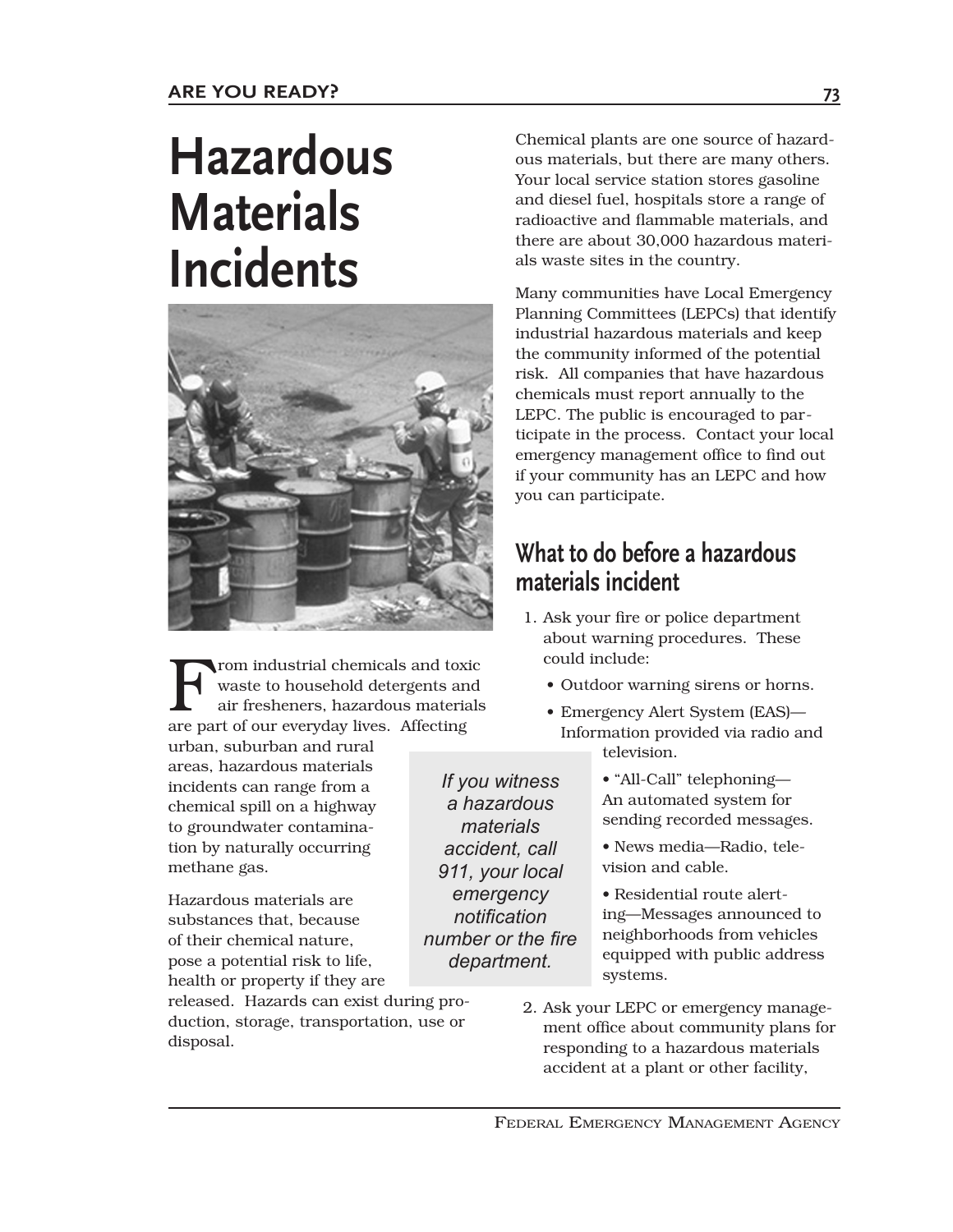# Hazardous Materials Incidents

From industrial chemicals and toxic waste to household detergents and air fresheners, hazardous materials are part of our everyday lives. Affecting urban, suburban and rural areas, hazardous materials incidents can range from a chemical spill on a highway to groundwater contamination by naturally occurring methane gas.

Hazardous materials are substances that, because of their chemical nature, pose a potential risk to life, health or property if they are released. Hazards can exist during production, storage, transportation, use or disposal.

*If you witness a hazardous materials accident, call 911, your local emergency notification number or the fire department.*

Chemical plants are one source of hazardous materials, but there are many others. Your local service station stores gasoline and diesel fuel, hospitals store a range of radioactive and flammable materials, and there are about 30,000 hazardous materials waste sites in the country.

Many communities have Local Emergency Planning Committees (LEPCs) that identify industrial hazardous materials and keep the community informed of the potential risk. All companies that have hazardous chemicals must report annually to the LEPC. The public is encouraged to participate in the process. Contact your local emergency management office to find out if your community has an LEPC and how you can participate.

## What to do before a hazardous materials incident

1. Ask your fire or police department about warning procedures. These could include:
   - Outdoor warning sirens or horns.
   - Emergency Alert System (EAS)—Information provided via radio and television.
   - "All-Call" telephoning—An automated system for sending recorded messages.
   - News media—Radio, television and cable.
   - Residential route alerting—Messages announced to neighborhoods from vehicles equipped with public address systems.
2. Ask your LEPC or emergency management office about community plans for responding to a hazardous materials accident at a plant or other facility,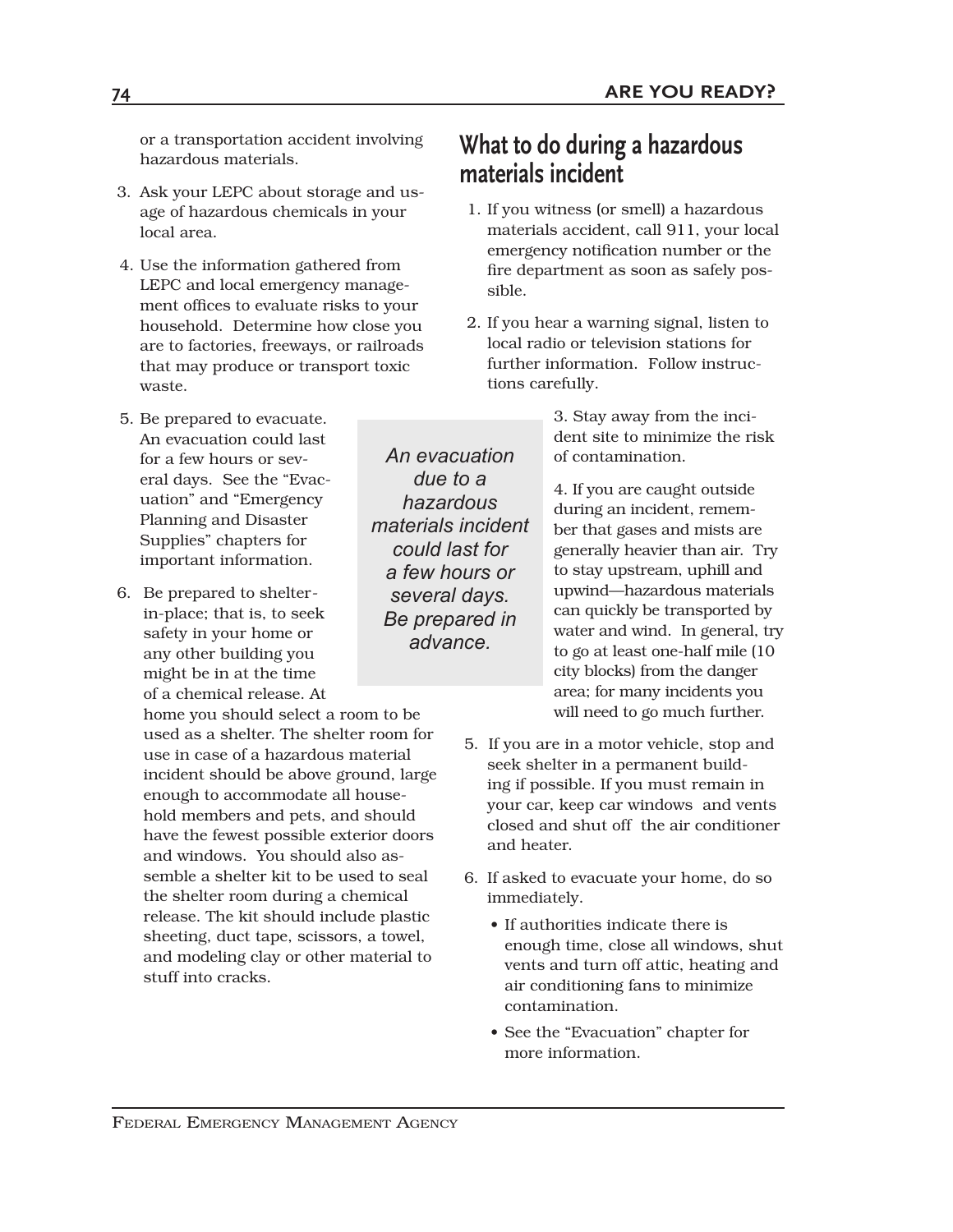or a transportation accident involving hazardous materials.

3. Ask your LEPC about storage and usage of hazardous chemicals in your local area.

4. Use the information gathered from LEPC and local emergency management offices to evaluate risks to your household. Determine how close you are to factories, freeways, or railroads that may produce or transport toxic waste.

5. Be prepared to evacuate. An evacuation could last for a few hours or several days. See the "Evacuation" and "Emergency Planning and Disaster Supplies" chapters for important information.

6. Be prepared to shelter-in-place; that is, to seek safety in your home or any other building you might be in at the time of a chemical release. At home you should select a room to be used as a shelter. The shelter room for use in case of a hazardous material incident should be above ground, large enough to accommodate all household members and pets, and should have the fewest possible exterior doors and windows. You should also assemble a shelter kit to be used to seal the shelter room during a chemical release. The kit should include plastic sheeting, duct tape, scissors, a towel, and modeling clay or other material to stuff into cracks.

*An evacuation due to a hazardous materials incident could last for a few hours or several days. Be prepared in advance.*

## What to do during a hazardous materials incident

1. If you witness (or smell) a hazardous materials accident, call 911, your local emergency notification number or the fire department as soon as safely possible.

2. If you hear a warning signal, listen to local radio or television stations for further information. Follow instructions carefully.

3. Stay away from the incident site to minimize the risk of contamination.

4. If you are caught outside during an incident, remember that gases and mists are generally heavier than air. Try to stay upstream, uphill and upwind—hazardous materials can quickly be transported by water and wind. In general, try to go at least one-half mile (10 city blocks) from the danger area; for many incidents you will need to go much further.

5. If you are in a motor vehicle, stop and seek shelter in a permanent building if possible. If you must remain in your car, keep car windows and vents closed and shut off the air conditioner and heater.

6. If asked to evacuate your home, do so immediately.
   - If authorities indicate there is enough time, close all windows, shut vents and turn off attic, heating and air conditioning fans to minimize contamination.
   - See the "Evacuation" chapter for more information.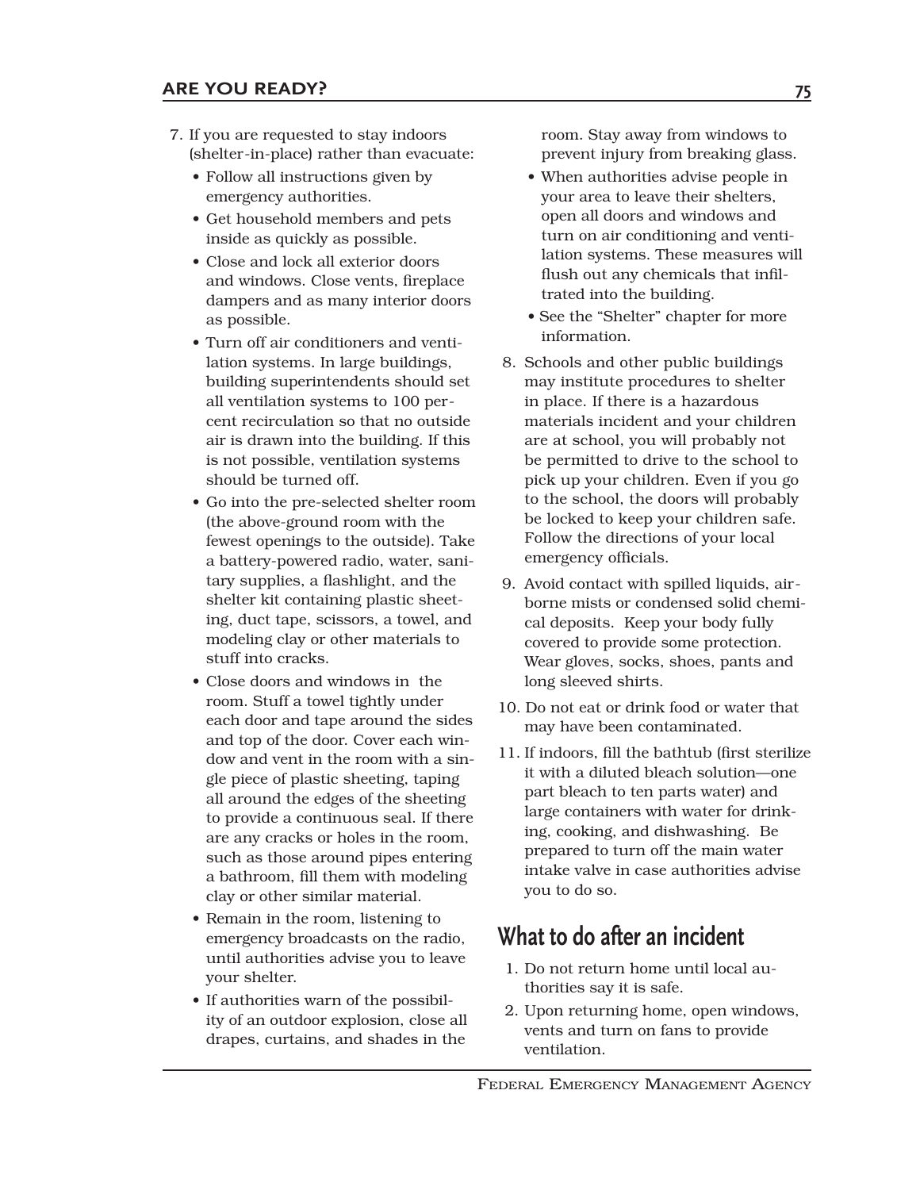7. If you are requested to stay indoors (shelter-in-place) rather than evacuate:
   - Follow all instructions given by emergency authorities.
   - Get household members and pets inside as quickly as possible.
   - Close and lock all exterior doors and windows. Close vents, fireplace dampers and as many interior doors as possible.
   - Turn off air conditioners and ventilation systems. In large buildings, building superintendents should set all ventilation systems to 100 percent recirculation so that no outside air is drawn into the building. If this is not possible, ventilation systems should be turned off.
   - Go into the pre-selected shelter room (the above-ground room with the fewest openings to the outside). Take a battery-powered radio, water, sanitary supplies, a flashlight, and the shelter kit containing plastic sheeting, duct tape, scissors, a towel, and modeling clay or other materials to stuff into cracks.
   - Close doors and windows in the room. Stuff a towel tightly under each door and tape around the sides and top of the door. Cover each window and vent in the room with a single piece of plastic sheeting, taping all around the edges of the sheeting to provide a continuous seal. If there are any cracks or holes in the room, such as those around pipes entering a bathroom, fill them with modeling clay or other similar material.
   - Remain in the room, listening to emergency broadcasts on the radio, until authorities advise you to leave your shelter.
   - If authorities warn of the possibility of an outdoor explosion, close all drapes, curtains, and shades in the room. Stay away from windows to prevent injury from breaking glass.
   - When authorities advise people in your area to leave their shelters, open all doors and windows and turn on air conditioning and ventilation systems. These measures will flush out any chemicals that infiltrated into the building.
   - See the "Shelter" chapter for more information.
8. Schools and other public buildings may institute procedures to shelter in place. If there is a hazardous materials incident and your children are at school, you will probably not be permitted to drive to the school to pick up your children. Even if you go to the school, the doors will probably be locked to keep your children safe. Follow the directions of your local emergency officials.
9. Avoid contact with spilled liquids, airborne mists or condensed solid chemical deposits. Keep your body fully covered to provide some protection. Wear gloves, socks, shoes, pants and long sleeved shirts.
10. Do not eat or drink food or water that may have been contaminated.
11. If indoors, fill the bathtub (first sterilize it with a diluted bleach solution—one part bleach to ten parts water) and large containers with water for drinking, cooking, and dishwashing. Be prepared to turn off the main water intake valve in case authorities advise you to do so.

## What to do after an incident

1. Do not return home until local authorities say it is safe.
2. Upon returning home, open windows, vents and turn on fans to provide ventilation.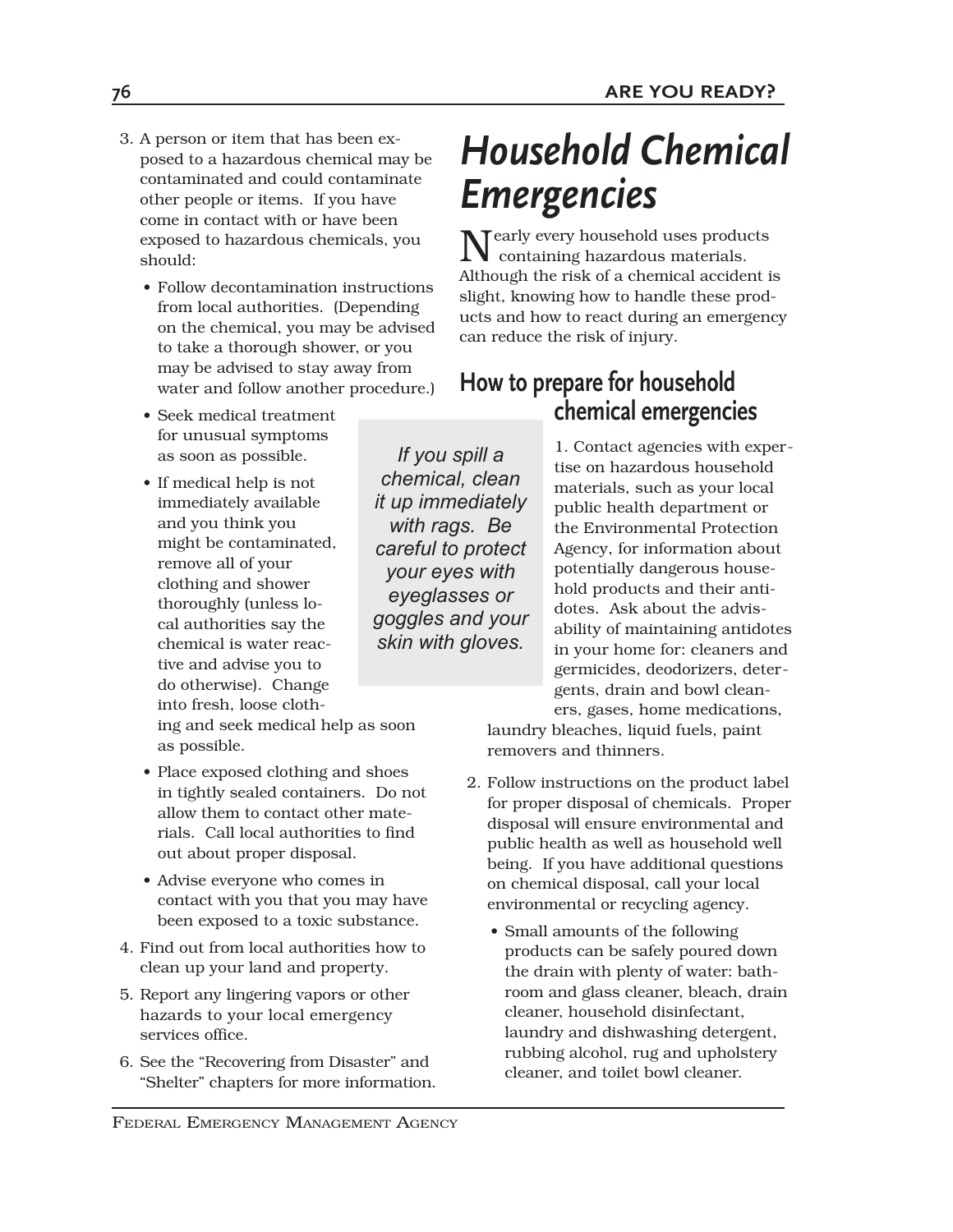3. A person or item that has been exposed to a hazardous chemical may be contaminated and could contaminate other people or items. If you have come in contact with or have been exposed to hazardous chemicals, you should:

   - Follow decontamination instructions from local authorities. (Depending on the chemical, you may be advised to take a thorough shower, or you may be advised to stay away from water and follow another procedure.)
   - Seek medical treatment for unusual symptoms as soon as possible.
   - If medical help is not immediately available and you think you might be contaminated, remove all of your clothing and shower thoroughly (unless local authorities say the chemical is water reactive and advise you to do otherwise). Change into fresh, loose clothing and seek medical help as soon as possible.
   - Place exposed clothing and shoes in tightly sealed containers. Do not allow them to contact other materials. Call local authorities to find out about proper disposal.
   - Advise everyone who comes in contact with you that you may have been exposed to a toxic substance.

4. Find out from local authorities how to clean up your land and property.
5. Report any lingering vapors or other hazards to your local emergency services office.
6. See the "Recovering from Disaster" and "Shelter" chapters for more information.

# *Household Chemical Emergencies*

Nearly every household uses products containing hazardous materials. Although the risk of a chemical accident is slight, knowing how to handle these products and how to react during an emergency can reduce the risk of injury.

## How to prepare for household chemical emergencies

*If you spill a chemical, clean it up immediately with rags. Be careful to protect your eyes with eyeglasses or goggles and your skin with gloves.*

1. Contact agencies with expertise on hazardous household materials, such as your local public health department or the Environmental Protection Agency, for information about potentially dangerous household products and their antidotes. Ask about the advisability of maintaining antidotes in your home for: cleaners and germicides, deodorizers, detergents, drain and bowl cleaners, gases, home medications, laundry bleaches, liquid fuels, paint removers and thinners.
2. Follow instructions on the product label for proper disposal of chemicals. Proper disposal will ensure environmental and public health as well as household well being. If you have additional questions on chemical disposal, call your local environmental or recycling agency.

   - Small amounts of the following products can be safely poured down the drain with plenty of water: bathroom and glass cleaner, bleach, drain cleaner, household disinfectant, laundry and dishwashing detergent, rubbing alcohol, rug and upholstery cleaner, and toilet bowl cleaner.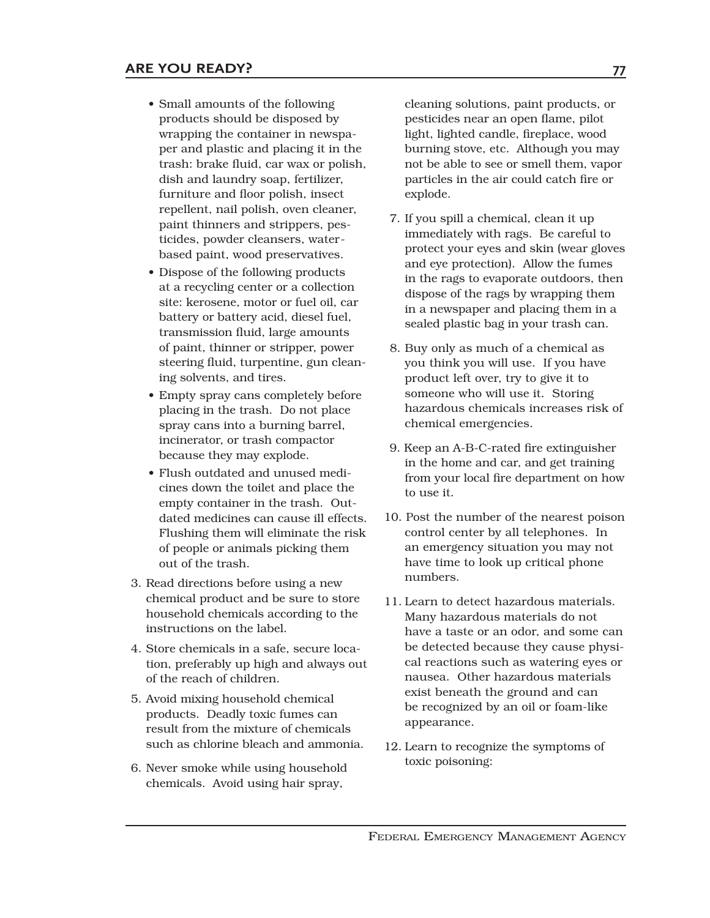- Small amounts of the following products should be disposed by wrapping the container in newspaper and plastic and placing it in the trash: brake fluid, car wax or polish, dish and laundry soap, fertilizer, furniture and floor polish, insect repellent, nail polish, oven cleaner, paint thinners and strippers, pesticides, powder cleansers, water-based paint, wood preservatives.
- Dispose of the following products at a recycling center or a collection site: kerosene, motor or fuel oil, car battery or battery acid, diesel fuel, transmission fluid, large amounts of paint, thinner or stripper, power steering fluid, turpentine, gun cleaning solvents, and tires.
- Empty spray cans completely before placing in the trash. Do not place spray cans into a burning barrel, incinerator, or trash compactor because they may explode.
- Flush outdated and unused medicines down the toilet and place the empty container in the trash. Outdated medicines can cause ill effects. Flushing them will eliminate the risk of people or animals picking them out of the trash.

3. Read directions before using a new chemical product and be sure to store household chemicals according to the instructions on the label.
4. Store chemicals in a safe, secure location, preferably up high and always out of the reach of children.
5. Avoid mixing household chemical products. Deadly toxic fumes can result from the mixture of chemicals such as chlorine bleach and ammonia.
6. Never smoke while using household chemicals. Avoid using hair spray, cleaning solutions, paint products, or pesticides near an open flame, pilot light, lighted candle, fireplace, wood burning stove, etc. Although you may not be able to see or smell them, vapor particles in the air could catch fire or explode.
7. If you spill a chemical, clean it up immediately with rags. Be careful to protect your eyes and skin (wear gloves and eye protection). Allow the fumes in the rags to evaporate outdoors, then dispose of the rags by wrapping them in a newspaper and placing them in a sealed plastic bag in your trash can.
8. Buy only as much of a chemical as you think you will use. If you have product left over, try to give it to someone who will use it. Storing hazardous chemicals increases risk of chemical emergencies.
9. Keep an A-B-C-rated fire extinguisher in the home and car, and get training from your local fire department on how to use it.
10. Post the number of the nearest poison control center by all telephones. In an emergency situation you may not have time to look up critical phone numbers.
11. Learn to detect hazardous materials. Many hazardous materials do not have a taste or an odor, and some can be detected because they cause physical reactions such as watering eyes or nausea. Other hazardous materials exist beneath the ground and can be recognized by an oil or foam-like appearance.
12. Learn to recognize the symptoms of toxic poisoning: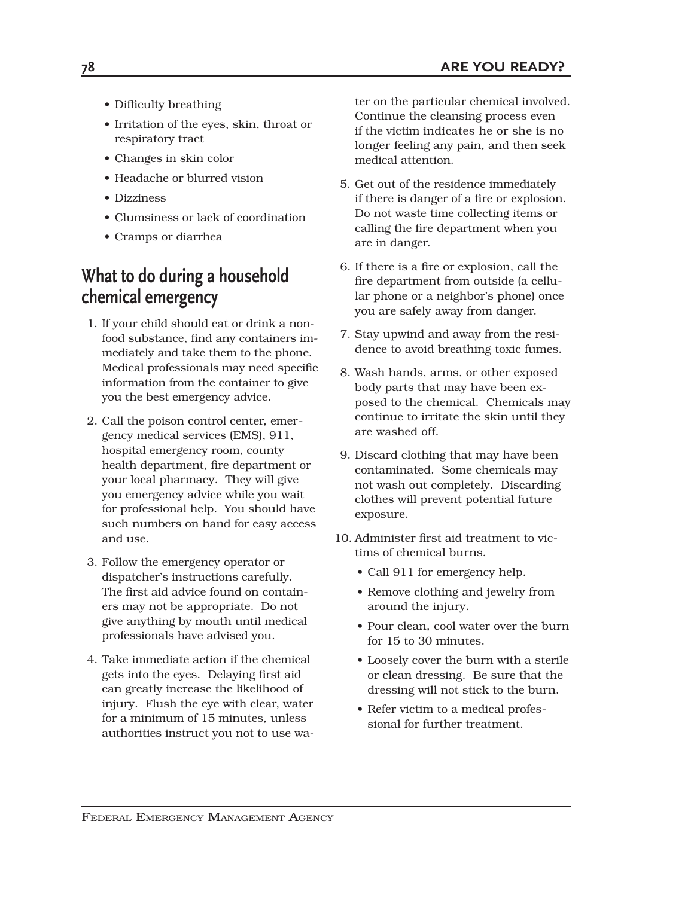- Difficulty breathing
- Irritation of the eyes, skin, throat or respiratory tract
- Changes in skin color
- Headache or blurred vision
- Dizziness
- Clumsiness or lack of coordination
- Cramps or diarrhea

## What to do during a household chemical emergency

1. If your child should eat or drink a non-food substance, find any containers immediately and take them to the phone. Medical professionals may need specific information from the container to give you the best emergency advice.

2. Call the poison control center, emergency medical services (EMS), 911, hospital emergency room, county health department, fire department or your local pharmacy. They will give you emergency advice while you wait for professional help. You should have such numbers on hand for easy access and use.

3. Follow the emergency operator or dispatcher's instructions carefully. The first aid advice found on containers may not be appropriate. Do not give anything by mouth until medical professionals have advised you.

4. Take immediate action if the chemical gets into the eyes. Delaying first aid can greatly increase the likelihood of injury. Flush the eye with clear, water for a minimum of 15 minutes, unless authorities instruct you not to use water on the particular chemical involved. Continue the cleansing process even if the victim indicates he or she is no longer feeling any pain, and then seek medical attention.

5. Get out of the residence immediately if there is danger of a fire or explosion. Do not waste time collecting items or calling the fire department when you are in danger.

6. If there is a fire or explosion, call the fire department from outside (a cellular phone or a neighbor's phone) once you are safely away from danger.

7. Stay upwind and away from the residence to avoid breathing toxic fumes.

8. Wash hands, arms, or other exposed body parts that may have been exposed to the chemical. Chemicals may continue to irritate the skin until they are washed off.

9. Discard clothing that may have been contaminated. Some chemicals may not wash out completely. Discarding clothes will prevent potential future exposure.

10. Administer first aid treatment to victims of chemical burns.
    - Call 911 for emergency help.
    - Remove clothing and jewelry from around the injury.
    - Pour clean, cool water over the burn for 15 to 30 minutes.
    - Loosely cover the burn with a sterile or clean dressing. Be sure that the dressing will not stick to the burn.
    - Refer victim to a medical professional for further treatment.